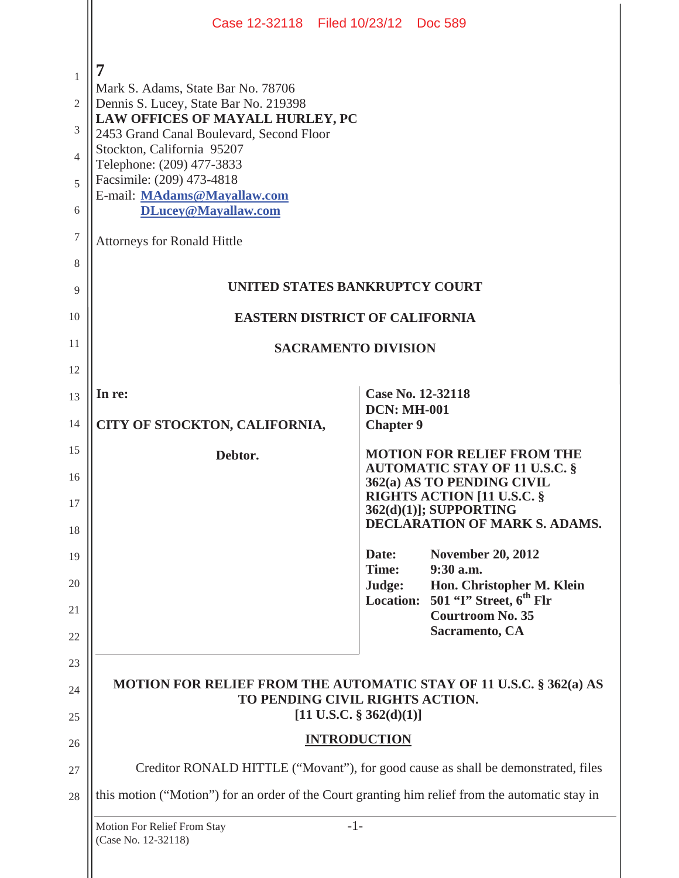7

Mark S. Adams, State Bar No. 78706
Dennis S. Lucey, State Bar No. 219398
**LAW OFFICES OF MAYALL HURLEY, PC**
2453 Grand Canal Boulevard, Second Floor
Stockton, California 95207
Telephone: (209) 477-3833
Facsimile: (209) 473-4818
E-mail: **MAdams@Mayallaw.com**
**DLucey@Mayallaw.com**

Attorneys for Ronald Hittle

**UNITED STATES BANKRUPTCY COURT**

**EASTERN DISTRICT OF CALIFORNIA**

**SACRAMENTO DIVISION**

| | |
|---|---|
| **In re:**<br><br>**CITY OF STOCKTON, CALIFORNIA,**<br><br>**Debtor.** | **Case No. 12-32118**<br>**DCN: MH-001**<br>**Chapter 9**<br><br>**MOTION FOR RELIEF FROM THE AUTOMATIC STAY OF 11 U.S.C. § 362(a) AS TO PENDING CIVIL RIGHTS ACTION [11 U.S.C. § 362(d)(1)]; SUPPORTING DECLARATION OF MARK S. ADAMS.**<br><br>**Date:** November 20, 2012<br>**Time:** 9:30 a.m.<br>**Judge:** Hon. Christopher M. Klein<br>**Location:** 501 "I" Street, 6th Flr, Courtroom No. 35, Sacramento, CA |

**MOTION FOR RELIEF FROM THE AUTOMATIC STAY OF 11 U.S.C. § 362(a) AS TO PENDING CIVIL RIGHTS ACTION.**
**[11 U.S.C. § 362(d)(1)]**

## INTRODUCTION

Creditor RONALD HITTLE ("Movant"), for good cause as shall be demonstrated, files this motion ("Motion") for an order of the Court granting him relief from the automatic stay in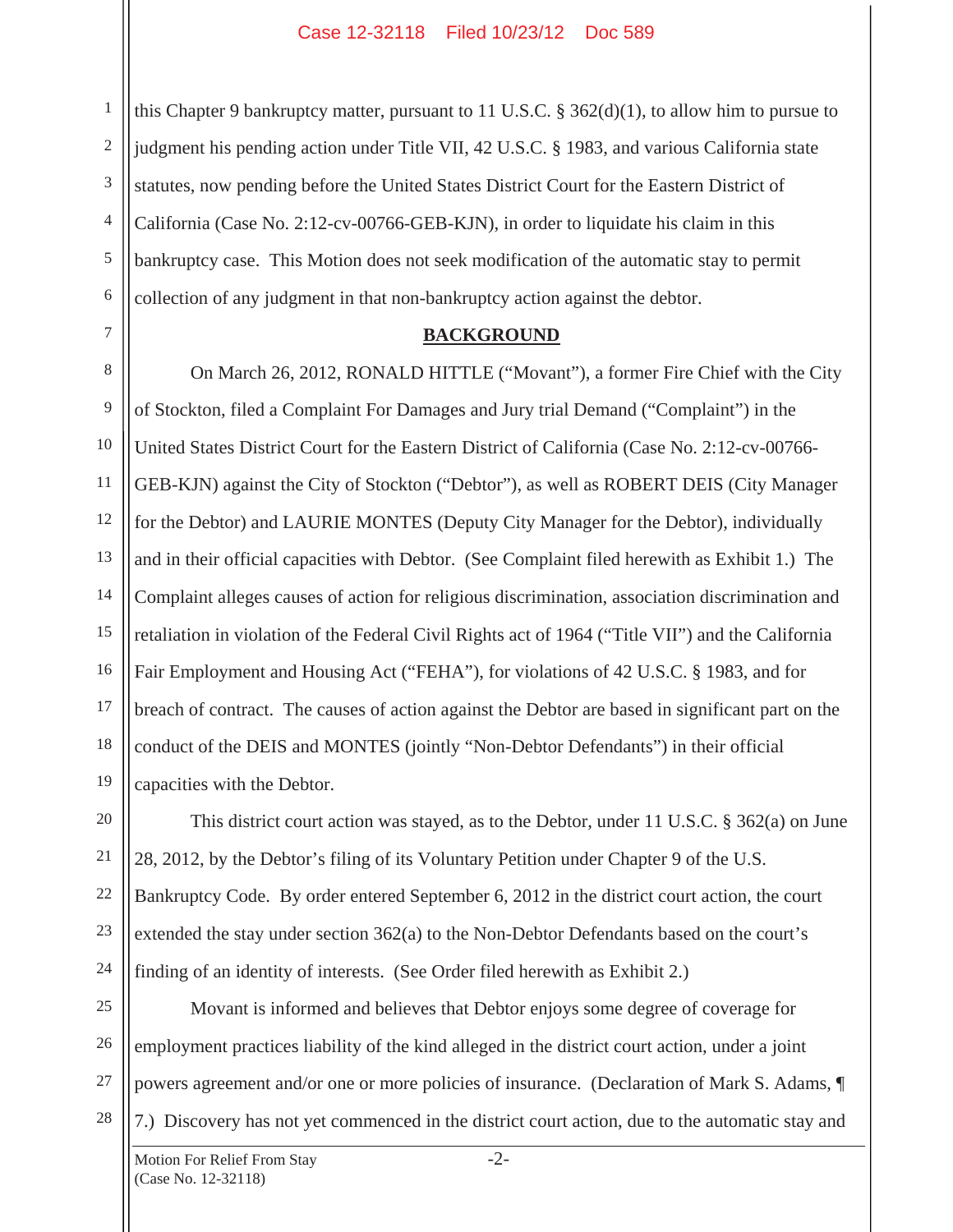this Chapter 9 bankruptcy matter, pursuant to 11 U.S.C. § 362(d)(1), to allow him to pursue to judgment his pending action under Title VII, 42 U.S.C. § 1983, and various California state statutes, now pending before the United States District Court for the Eastern District of California (Case No. 2:12-cv-00766-GEB-KJN), in order to liquidate his claim in this bankruptcy case. This Motion does not seek modification of the automatic stay to permit collection of any judgment in that non-bankruptcy action against the debtor.

## BACKGROUND

On March 26, 2012, RONALD HITTLE ("Movant"), a former Fire Chief with the City of Stockton, filed a Complaint For Damages and Jury trial Demand ("Complaint") in the United States District Court for the Eastern District of California (Case No. 2:12-cv-00766-GEB-KJN) against the City of Stockton ("Debtor"), as well as ROBERT DEIS (City Manager for the Debtor) and LAURIE MONTES (Deputy City Manager for the Debtor), individually and in their official capacities with Debtor. (See Complaint filed herewith as Exhibit 1.) The Complaint alleges causes of action for religious discrimination, association discrimination and retaliation in violation of the Federal Civil Rights act of 1964 ("Title VII") and the California Fair Employment and Housing Act ("FEHA"), for violations of 42 U.S.C. § 1983, and for breach of contract. The causes of action against the Debtor are based in significant part on the conduct of the DEIS and MONTES (jointly "Non-Debtor Defendants") in their official capacities with the Debtor.

This district court action was stayed, as to the Debtor, under 11 U.S.C. § 362(a) on June 28, 2012, by the Debtor's filing of its Voluntary Petition under Chapter 9 of the U.S. Bankruptcy Code. By order entered September 6, 2012 in the district court action, the court extended the stay under section 362(a) to the Non-Debtor Defendants based on the court's finding of an identity of interests. (See Order filed herewith as Exhibit 2.)

Movant is informed and believes that Debtor enjoys some degree of coverage for employment practices liability of the kind alleged in the district court action, under a joint powers agreement and/or one or more policies of insurance. (Declaration of Mark S. Adams, ¶ 7.) Discovery has not yet commenced in the district court action, due to the automatic stay and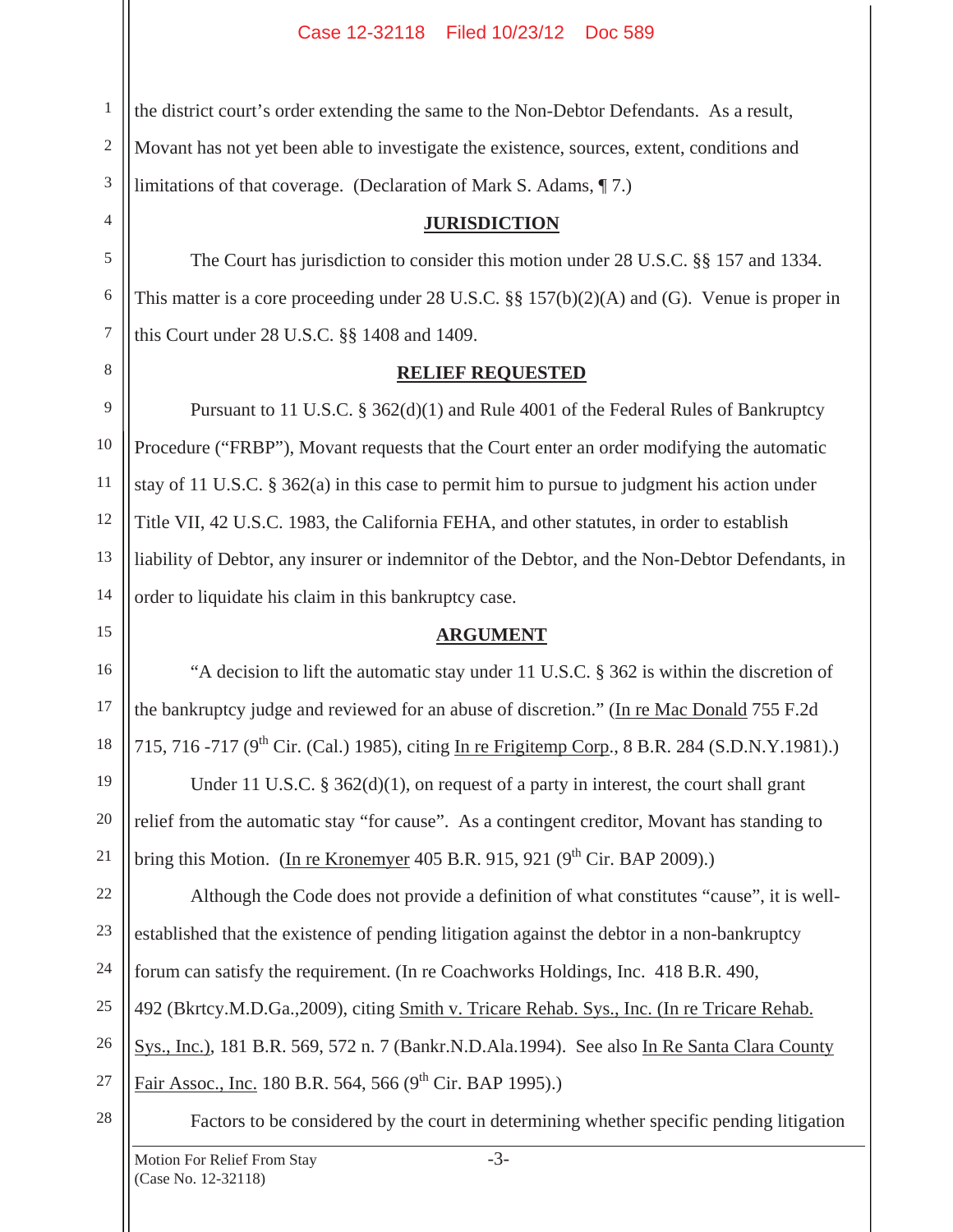the district court's order extending the same to the Non-Debtor Defendants. As a result, Movant has not yet been able to investigate the existence, sources, extent, conditions and limitations of that coverage. (Declaration of Mark S. Adams, ¶ 7.)

## JURISDICTION

The Court has jurisdiction to consider this motion under 28 U.S.C. §§ 157 and 1334. This matter is a core proceeding under 28 U.S.C. §§ 157(b)(2)(A) and (G). Venue is proper in this Court under 28 U.S.C. §§ 1408 and 1409.

## RELIEF REQUESTED

Pursuant to 11 U.S.C. § 362(d)(1) and Rule 4001 of the Federal Rules of Bankruptcy Procedure ("FRBP"), Movant requests that the Court enter an order modifying the automatic stay of 11 U.S.C. § 362(a) in this case to permit him to pursue to judgment his action under Title VII, 42 U.S.C. 1983, the California FEHA, and other statutes, in order to establish liability of Debtor, any insurer or indemnitor of the Debtor, and the Non-Debtor Defendants, in order to liquidate his claim in this bankruptcy case.

## ARGUMENT

"A decision to lift the automatic stay under 11 U.S.C. § 362 is within the discretion of the bankruptcy judge and reviewed for an abuse of discretion." (In re Mac Donald 755 F.2d 715, 716 -717 (9th Cir. (Cal.) 1985), citing In re Frigitemp Corp., 8 B.R. 284 (S.D.N.Y.1981).)

Under 11 U.S.C. § 362(d)(1), on request of a party in interest, the court shall grant relief from the automatic stay "for cause". As a contingent creditor, Movant has standing to bring this Motion. (In re Kronemyer 405 B.R. 915, 921 (9th Cir. BAP 2009).)

Although the Code does not provide a definition of what constitutes "cause", it is well-established that the existence of pending litigation against the debtor in a non-bankruptcy forum can satisfy the requirement. (In re Coachworks Holdings, Inc. 418 B.R. 490, 492 (Bkrtcy.M.D.Ga.,2009), citing Smith v. Tricare Rehab. Sys., Inc. (In re Tricare Rehab. Sys., Inc.), 181 B.R. 569, 572 n. 7 (Bankr.N.D.Ala.1994). See also In Re Santa Clara County Fair Assoc., Inc. 180 B.R. 564, 566 (9th Cir. BAP 1995).)

Factors to be considered by the court in determining whether specific pending litigation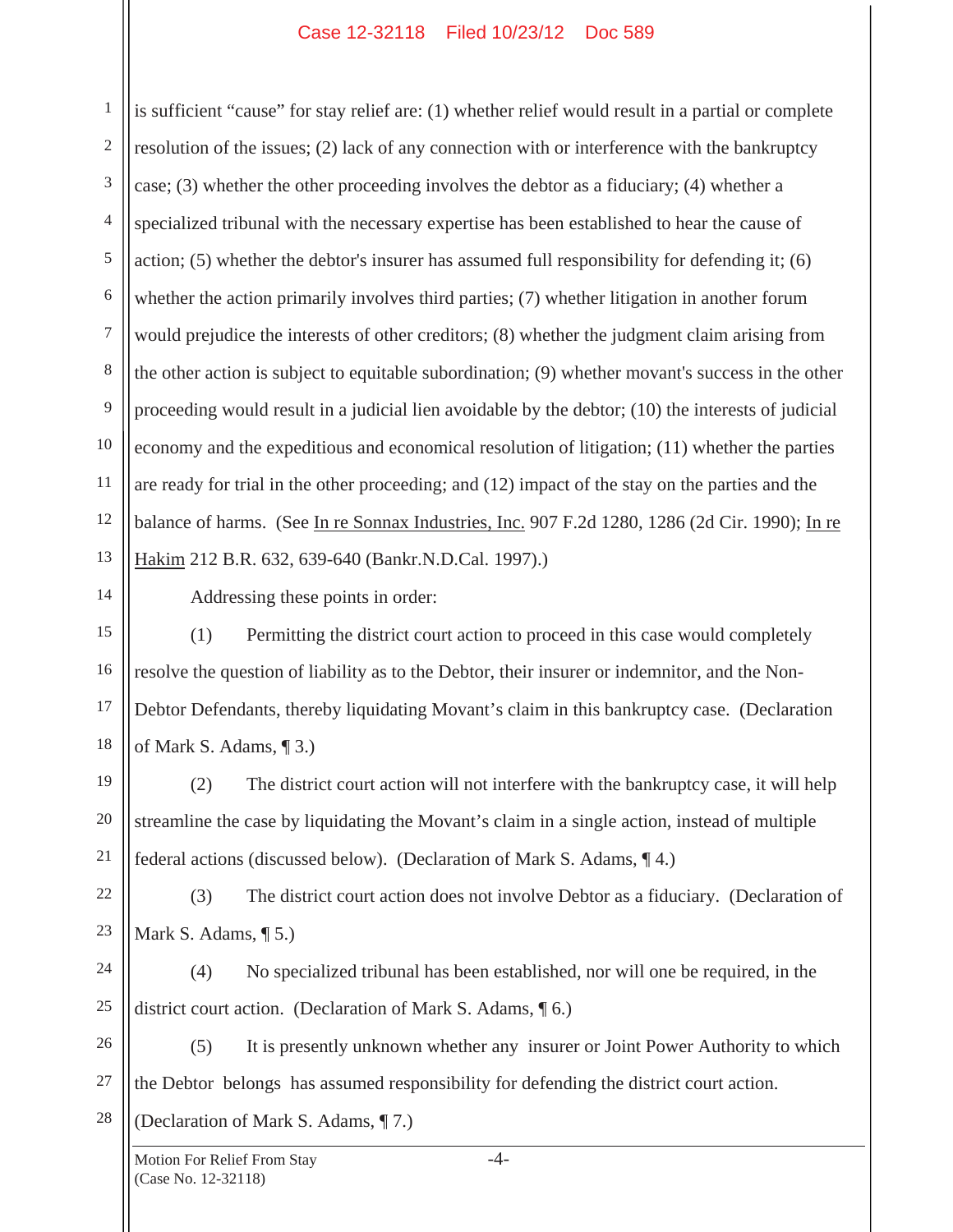is sufficient "cause" for stay relief are: (1) whether relief would result in a partial or complete resolution of the issues; (2) lack of any connection with or interference with the bankruptcy case; (3) whether the other proceeding involves the debtor as a fiduciary; (4) whether a specialized tribunal with the necessary expertise has been established to hear the cause of action; (5) whether the debtor's insurer has assumed full responsibility for defending it; (6) whether the action primarily involves third parties; (7) whether litigation in another forum would prejudice the interests of other creditors; (8) whether the judgment claim arising from the other action is subject to equitable subordination; (9) whether movant's success in the other proceeding would result in a judicial lien avoidable by the debtor; (10) the interests of judicial economy and the expeditious and economical resolution of litigation; (11) whether the parties are ready for trial in the other proceeding; and (12) impact of the stay on the parties and the balance of harms. (See In re Sonnax Industries, Inc. 907 F.2d 1280, 1286 (2d Cir. 1990); In re Hakim 212 B.R. 632, 639-640 (Bankr.N.D.Cal. 1997).)

Addressing these points in order:

(1) Permitting the district court action to proceed in this case would completely resolve the question of liability as to the Debtor, their insurer or indemnitor, and the Non-Debtor Defendants, thereby liquidating Movant's claim in this bankruptcy case. (Declaration of Mark S. Adams, ¶ 3.)

(2) The district court action will not interfere with the bankruptcy case, it will help streamline the case by liquidating the Movant's claim in a single action, instead of multiple federal actions (discussed below). (Declaration of Mark S. Adams, ¶ 4.)

(3) The district court action does not involve Debtor as a fiduciary. (Declaration of Mark S. Adams, ¶ 5.)

(4) No specialized tribunal has been established, nor will one be required, in the district court action. (Declaration of Mark S. Adams, ¶ 6.)

(5) It is presently unknown whether any insurer or Joint Power Authority to which the Debtor belongs has assumed responsibility for defending the district court action. (Declaration of Mark S. Adams, ¶ 7.)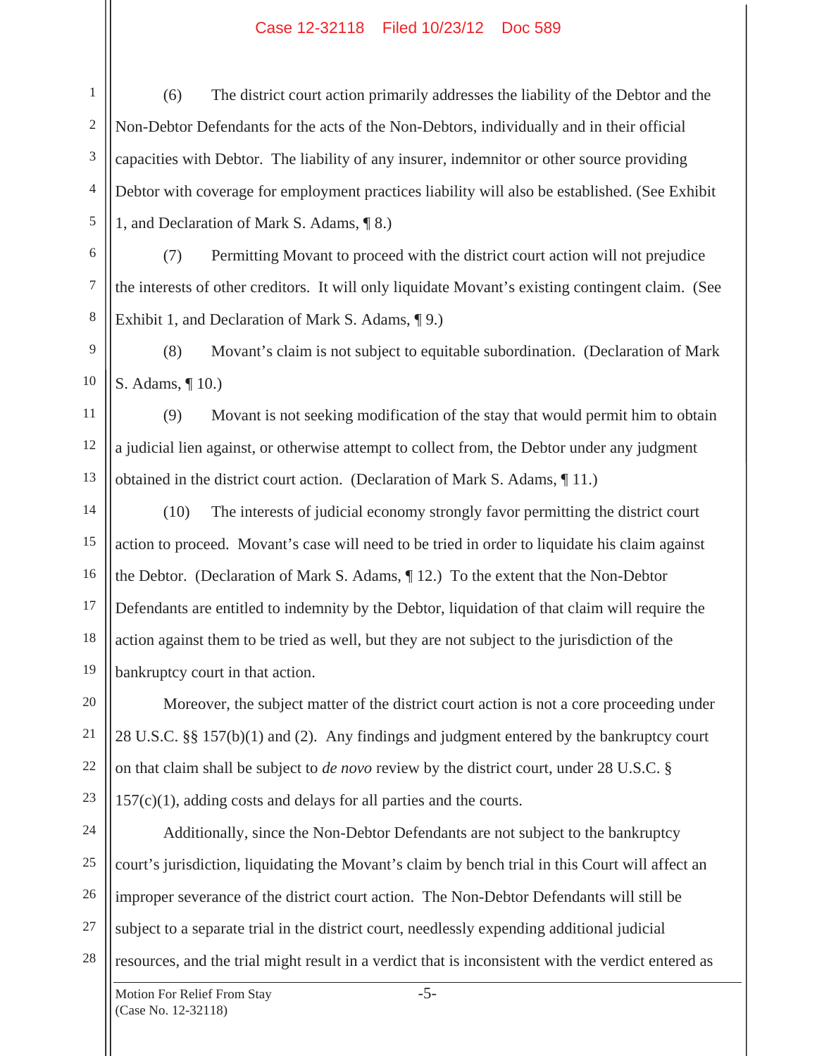(6) The district court action primarily addresses the liability of the Debtor and the Non-Debtor Defendants for the acts of the Non-Debtors, individually and in their official capacities with Debtor. The liability of any insurer, indemnitor or other source providing Debtor with coverage for employment practices liability will also be established. (See Exhibit 1, and Declaration of Mark S. Adams, ¶ 8.)

(7) Permitting Movant to proceed with the district court action will not prejudice the interests of other creditors. It will only liquidate Movant's existing contingent claim. (See Exhibit 1, and Declaration of Mark S. Adams, ¶ 9.)

(8) Movant's claim is not subject to equitable subordination. (Declaration of Mark S. Adams, ¶ 10.)

(9) Movant is not seeking modification of the stay that would permit him to obtain a judicial lien against, or otherwise attempt to collect from, the Debtor under any judgment obtained in the district court action. (Declaration of Mark S. Adams, ¶ 11.)

(10) The interests of judicial economy strongly favor permitting the district court action to proceed. Movant's case will need to be tried in order to liquidate his claim against the Debtor. (Declaration of Mark S. Adams, ¶ 12.) To the extent that the Non-Debtor Defendants are entitled to indemnity by the Debtor, liquidation of that claim will require the action against them to be tried as well, but they are not subject to the jurisdiction of the bankruptcy court in that action.

Moreover, the subject matter of the district court action is not a core proceeding under 28 U.S.C. §§ 157(b)(1) and (2). Any findings and judgment entered by the bankruptcy court on that claim shall be subject to *de novo* review by the district court, under 28 U.S.C. § 157(c)(1), adding costs and delays for all parties and the courts.

Additionally, since the Non-Debtor Defendants are not subject to the bankruptcy court's jurisdiction, liquidating the Movant's claim by bench trial in this Court will affect an improper severance of the district court action. The Non-Debtor Defendants will still be subject to a separate trial in the district court, needlessly expending additional judicial resources, and the trial might result in a verdict that is inconsistent with the verdict entered as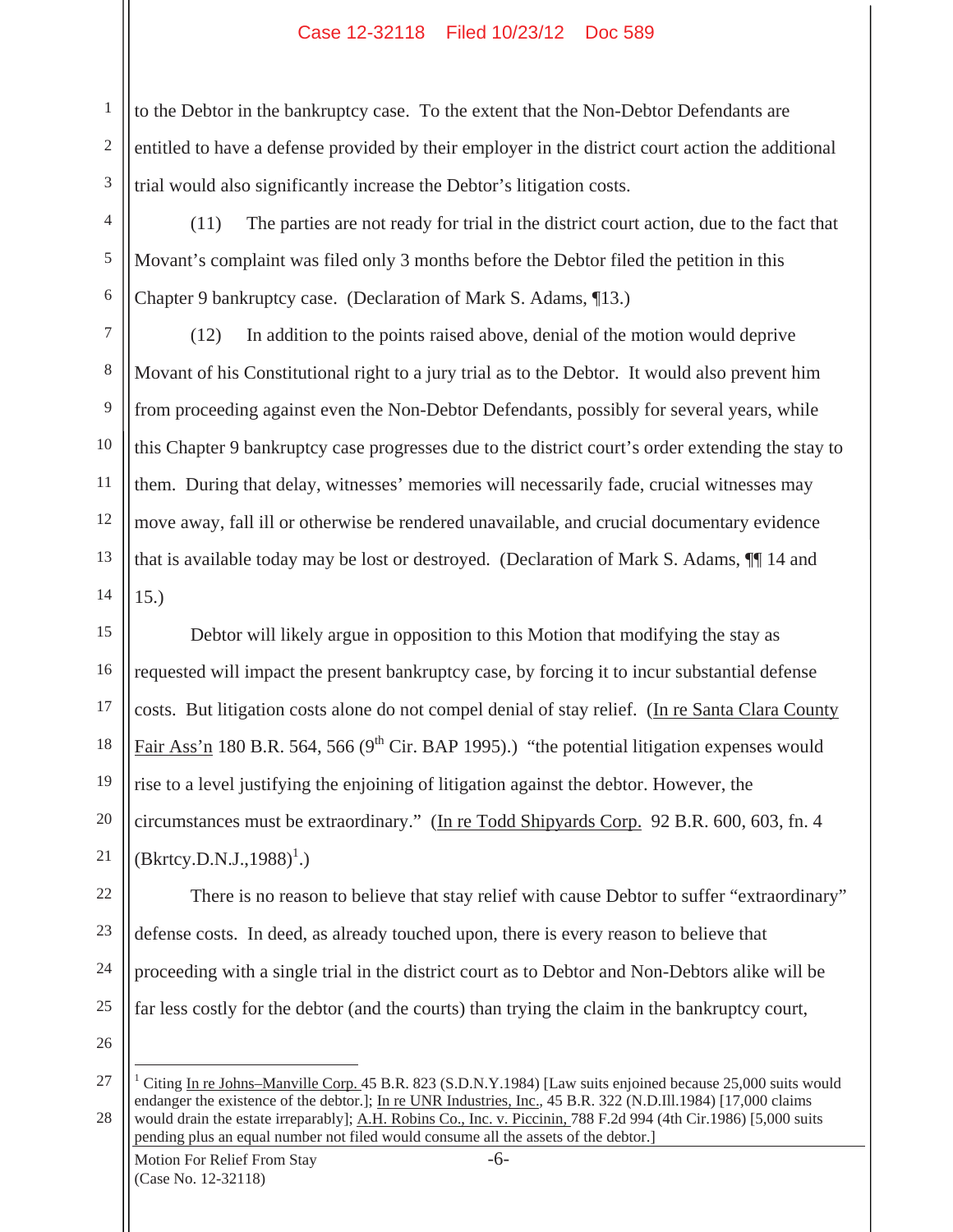to the Debtor in the bankruptcy case. To the extent that the Non-Debtor Defendants are entitled to have a defense provided by their employer in the district court action the additional trial would also significantly increase the Debtor's litigation costs.

(11) The parties are not ready for trial in the district court action, due to the fact that Movant's complaint was filed only 3 months before the Debtor filed the petition in this Chapter 9 bankruptcy case. (Declaration of Mark S. Adams, ¶13.)

(12) In addition to the points raised above, denial of the motion would deprive Movant of his Constitutional right to a jury trial as to the Debtor. It would also prevent him from proceeding against even the Non-Debtor Defendants, possibly for several years, while this Chapter 9 bankruptcy case progresses due to the district court's order extending the stay to them. During that delay, witnesses' memories will necessarily fade, crucial witnesses may move away, fall ill or otherwise be rendered unavailable, and crucial documentary evidence that is available today may be lost or destroyed. (Declaration of Mark S. Adams, ¶¶ 14 and 15.)

Debtor will likely argue in opposition to this Motion that modifying the stay as requested will impact the present bankruptcy case, by forcing it to incur substantial defense costs. But litigation costs alone do not compel denial of stay relief. (In re Santa Clara County Fair Ass'n 180 B.R. 564, 566 (9th Cir. BAP 1995).) "the potential litigation expenses would rise to a level justifying the enjoining of litigation against the debtor. However, the circumstances must be extraordinary." (In re Todd Shipyards Corp. 92 B.R. 600, 603, fn. 4 (Bkrtcy.D.N.J.,1988)[1].)

There is no reason to believe that stay relief with cause Debtor to suffer "extraordinary" defense costs. In deed, as already touched upon, there is every reason to believe that proceeding with a single trial in the district court as to Debtor and Non-Debtors alike will be far less costly for the debtor (and the courts) than trying the claim in the bankruptcy court,

---

[1] Citing In re Johns–Manville Corp. 45 B.R. 823 (S.D.N.Y.1984) [Law suits enjoined because 25,000 suits would endanger the existence of the debtor.]; In re UNR Industries, Inc., 45 B.R. 322 (N.D.Ill.1984) [17,000 claims would drain the estate irreparably]; A.H. Robins Co., Inc. v. Piccinin, 788 F.2d 994 (4th Cir.1986) [5,000 suits pending plus an equal number not filed would consume all the assets of the debtor.]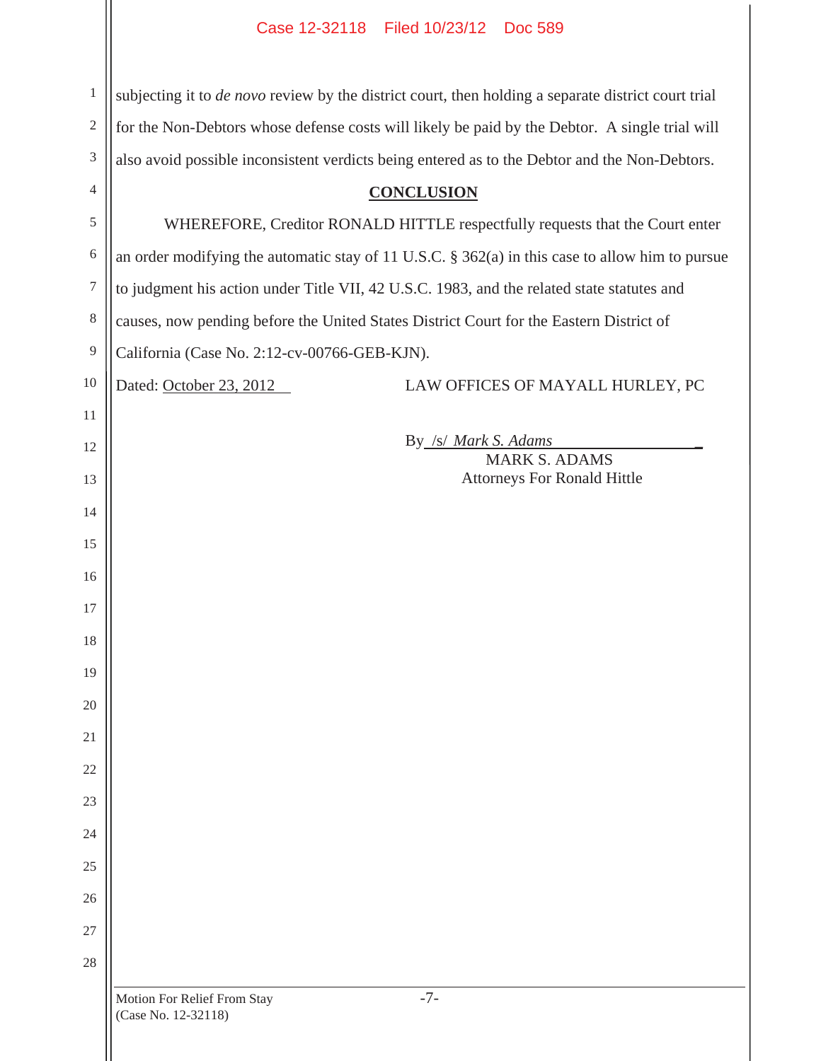subjecting it to *de novo* review by the district court, then holding a separate district court trial for the Non-Debtors whose defense costs will likely be paid by the Debtor. A single trial will also avoid possible inconsistent verdicts being entered as to the Debtor and the Non-Debtors.

## CONCLUSION

WHEREFORE, Creditor RONALD HITTLE respectfully requests that the Court enter an order modifying the automatic stay of 11 U.S.C. § 362(a) in this case to allow him to pursue to judgment his action under Title VII, 42 U.S.C. 1983, and the related state statutes and causes, now pending before the United States District Court for the Eastern District of California (Case No. 2:12-cv-00766-GEB-KJN).

Dated: October 23, 2012

LAW OFFICES OF MAYALL HURLEY, PC

By /s/ *Mark S. Adams*
MARK S. ADAMS
Attorneys For Ronald Hittle